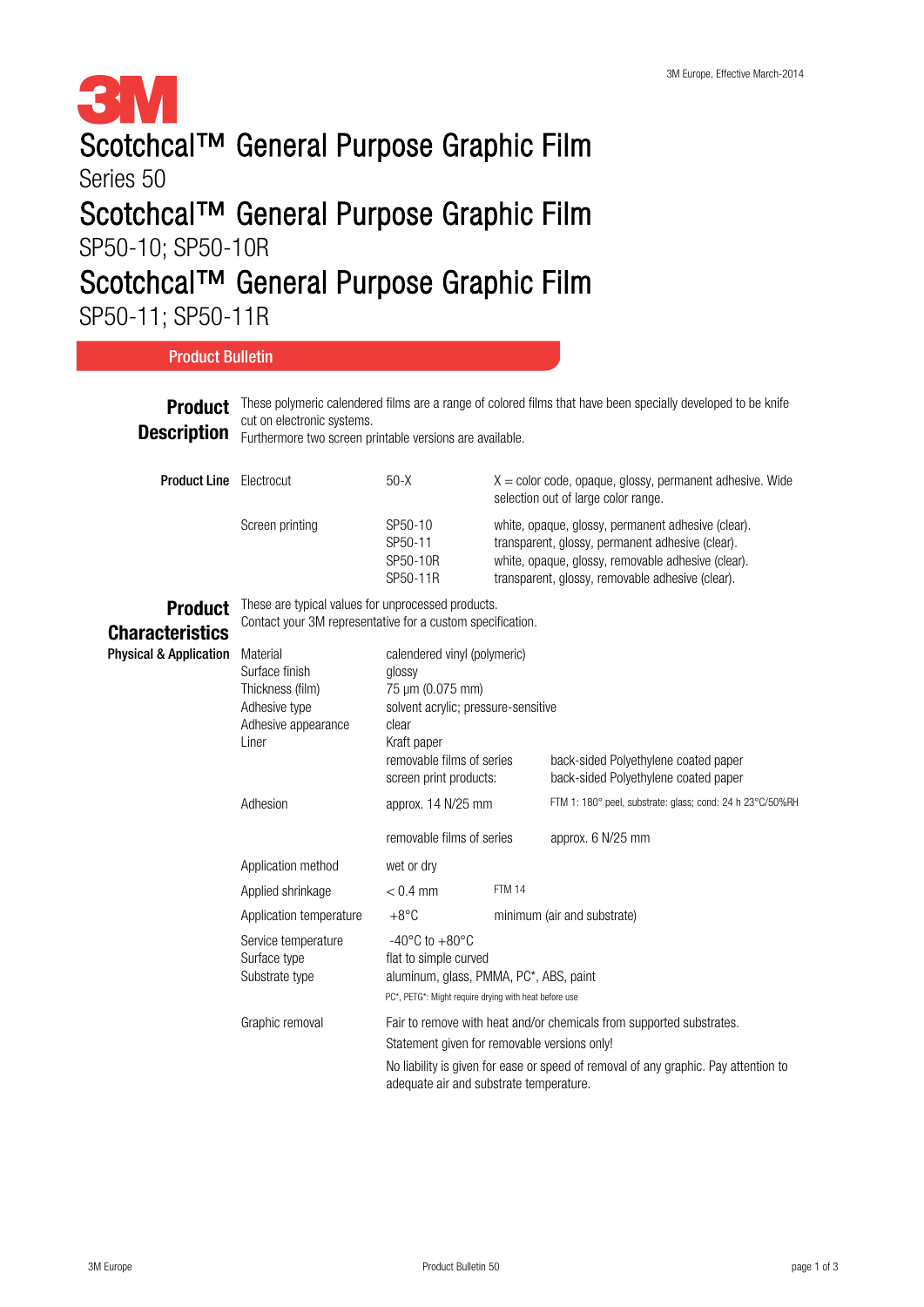3M

# Scotchcal™ General Purpose Graphic Film

Series 50

# Scotchcal™ General Purpose Graphic Film

SP50-10; SP50-10R

# Scotchcal™ General Purpose Graphic Film

SP50-11; SP50-11R

## Product Bulletin

## Product Description

These polymeric calendered films are a range of colored films that have been specially developed to be knife cut on electronic systems.
Furthermore two screen printable versions are available.

**Product Line**

| | | |
|---|---|---|
| Electrocut | 50-X | X = color code, opaque, glossy, permanent adhesive. Wide selection out of large color range. |
| Screen printing | SP50-10 | white, opaque, glossy, permanent adhesive (clear). |
| | SP50-11 | transparent, glossy, permanent adhesive (clear). |
| | SP50-10R | white, opaque, glossy, removable adhesive (clear). |
| | SP50-11R | transparent, glossy, removable adhesive (clear). |

## Product Characteristics

These are typical values for unprocessed products.
Contact your 3M representative for a custom specification.

**Physical & Application**

| | | |
|---|---|---|
| Material | calendered vinyl (polymeric) | |
| Surface finish | glossy | |
| Thickness (film) | 75 µm (0.075 mm) | |
| Adhesive type | solvent acrylic; pressure-sensitive | |
| Adhesive appearance | clear | |
| Liner | Kraft paper | |
| | removable films of series | back-sided Polyethylene coated paper |
| | screen print products: | back-sided Polyethylene coated paper |
| Adhesion | approx. 14 N/25 mm | FTM 1: 180° peel, substrate: glass; cond: 24 h 23°C/50%RH |
| | removable films of series | approx. 6 N/25 mm |
| Application method | wet or dry | |
| Applied shrinkage | < 0.4 mm | FTM 14 |
| Application temperature | +8°C | minimum (air and substrate) |
| Service temperature | -40°C to +80°C | |
| Surface type | flat to simple curved | |
| Substrate type | aluminum, glass, PMMA, PC*, ABS, paint | |
| | PC*, PETG*: Might require drying with heat before use | |
| Graphic removal | Fair to remove with heat and/or chemicals from supported substrates. Statement given for removable versions only! | |
| | No liability is given for ease or speed of removal of any graphic. Pay attention to adequate air and substrate temperature. | |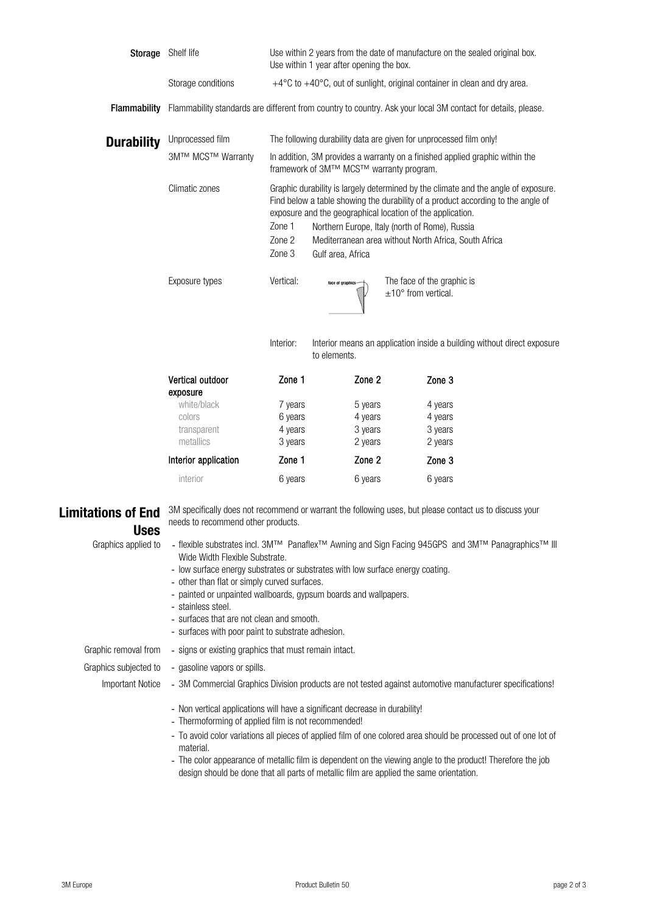**Storage**

Shelf life: Use within 2 years from the date of manufacture on the sealed original box. Use within 1 year after opening the box.

Storage conditions: +4°C to +40°C, out of sunlight, original container in clean and dry area.

**Flammability**

Flammability standards are different from country to country. Ask your local 3M contact for details, please.

## Durability

Unprocessed film: The following durability data are given for unprocessed film only!

3M™ MCS™ Warranty: In addition, 3M provides a warranty on a finished applied graphic within the framework of 3M™ MCS™ warranty program.

Climatic zones: Graphic durability is largely determined by the climate and the angle of exposure. Find below a table showing the durability of a product according to the angle of exposure and the geographical location of the application.

- Zone 1: Northern Europe, Italy (north of Rome), Russia
- Zone 2: Mediterranean area without North Africa, South Africa
- Zone 3: Gulf area, Africa

Exposure types:

- Vertical: The face of the graphic is ±10° from vertical.
- Interior: Interior means an application inside a building without direct exposure to elements.

| Vertical outdoor exposure | Zone 1 | Zone 2 | Zone 3 |
|---|---|---|---|
| white/black | 7 years | 5 years | 4 years |
| colors | 6 years | 4 years | 4 years |
| transparent | 4 years | 3 years | 3 years |
| metallics | 3 years | 2 years | 2 years |
| **Interior application** | **Zone 1** | **Zone 2** | **Zone 3** |
| interior | 6 years | 6 years | 6 years |

## Limitations of End Uses

3M specifically does not recommend or warrant the following uses, but please contact us to discuss your needs to recommend other products.

Graphics applied to

- flexible substrates incl. 3M™ Panaflex™ Awning and Sign Facing 945GPS and 3M™ Panagraphics™ III Wide Width Flexible Substrate.
- low surface energy substrates or substrates with low surface energy coating.
- other than flat or simply curved surfaces.
- painted or unpainted wallboards, gypsum boards and wallpapers.
- stainless steel.
- surfaces that are not clean and smooth.
- surfaces with poor paint to substrate adhesion.

Graphic removal from

- signs or existing graphics that must remain intact.

Graphics subjected to

- gasoline vapors or spills.

Important Notice

- 3M Commercial Graphics Division products are not tested against automotive manufacturer specifications!

- Non vertical applications will have a significant decrease in durability!
- Thermoforming of applied film is not recommended!
- To avoid color variations all pieces of applied film of one colored area should be processed out of one lot of material.
- The color appearance of metallic film is dependent on the viewing angle to the product! Therefore the job design should be done that all parts of metallic film are applied the same orientation.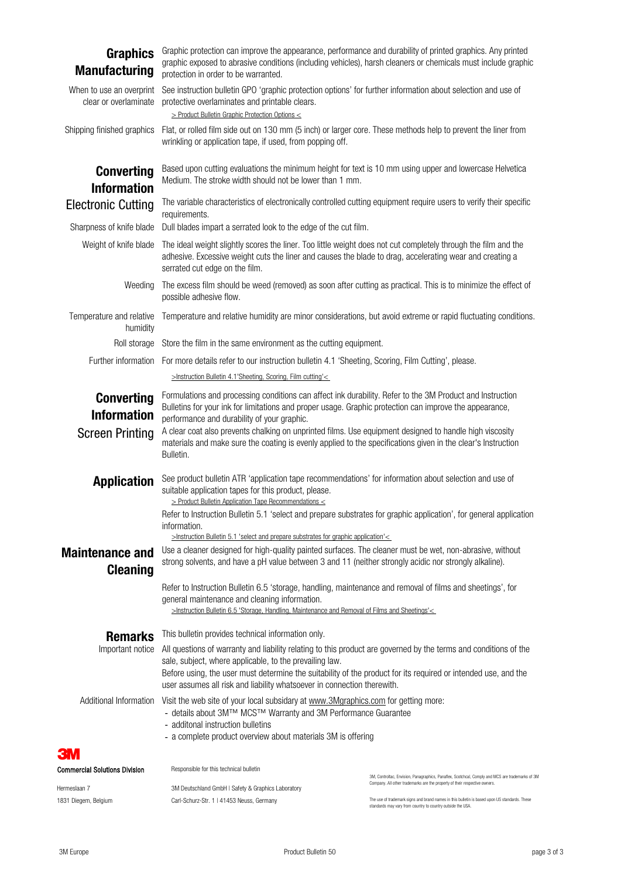## Graphics Manufacturing

Graphic protection can improve the appearance, performance and durability of printed graphics. Any printed graphic exposed to abrasive conditions (including vehicles), harsh cleaners or chemicals must include graphic protection in order to be warranted.

**When to use an overprint clear or overlaminate**
See instruction bulletin GPO 'graphic protection options' for further information about selection and use of protective overlaminates and printable clears.
> Product Bulletin Graphic Protection Options <

**Shipping finished graphics**
Flat, or rolled film side out on 130 mm (5 inch) or larger core. These methods help to prevent the liner from wrinkling or application tape, if used, from popping off.

## Converting Information Electronic Cutting

Based upon cutting evaluations the minimum height for text is 10 mm using upper and lowercase Helvetica Medium. The stroke width should not be lower than 1 mm.

The variable characteristics of electronically controlled cutting equipment require users to verify their specific requirements.

**Sharpness of knife blade**
Dull blades impart a serrated look to the edge of the cut film.

**Weight of knife blade**
The ideal weight slightly scores the liner. Too little weight does not cut completely through the film and the adhesive. Excessive weight cuts the liner and causes the blade to drag, accelerating wear and creating a serrated cut edge on the film.

**Weeding**
The excess film should be weed (removed) as soon after cutting as practical. This is to minimize the effect of possible adhesive flow.

**Temperature and relative humidity**
Temperature and relative humidity are minor considerations, but avoid extreme or rapid fluctuating conditions.

**Roll storage**
Store the film in the same environment as the cutting equipment.

**Further information**
For more details refer to our instruction bulletin 4.1 'Sheeting, Scoring, Film Cutting', please.
>Instruction Bulletin 4.1'Sheeting, Scoring, Film cutting'<

## Converting Information Screen Printing

Formulations and processing conditions can affect ink durability. Refer to the 3M Product and Instruction Bulletins for your ink for limitations and proper usage. Graphic protection can improve the appearance, performance and durability of your graphic.

A clear coat also prevents chalking on unprinted films. Use equipment designed to handle high viscosity materials and make sure the coating is evenly applied to the specifications given in the clear's Instruction Bulletin.

## Application

See product bulletin ATR 'application tape recommendations' for information about selection and use of suitable application tapes for this product, please.
> Product Bulletin Application Tape Recommendations <

Refer to Instruction Bulletin 5.1 'select and prepare substrates for graphic application', for general application information.
>Instruction Bulletin 5.1 'select and prepare substrates for graphic application'<

## Maintenance and Cleaning

Use a cleaner designed for high-quality painted surfaces. The cleaner must be wet, non-abrasive, without strong solvents, and have a pH value between 3 and 11 (neither strongly acidic nor strongly alkaline).

Refer to Instruction Bulletin 6.5 'storage, handling, maintenance and removal of films and sheetings', for general maintenance and cleaning information.
>Instruction Bulletin 6.5 'Storage, Handling, Maintenance and Removal of Films and Sheetings'<

## Remarks

This bulletin provides technical information only.

**Important notice**
All questions of warranty and liability relating to this product are governed by the terms and conditions of the sale, subject, where applicable, to the prevailing law.
Before using, the user must determine the suitability of the product for its required or intended use, and the user assumes all risk and liability whatsoever in connection therewith.

**Additional Information**
Visit the web site of your local subsidary at www.3Mgraphics.com for getting more:
- details about 3M™ MCS™ Warranty and 3M Performance Guarantee
- additonal instruction bulletins
- a complete product overview about materials 3M is offering

3M
Commercial Solutions Division
Hermeslaan 7
1831 Diegem, Belgium

Responsible for this technical bulletin
3M Deutschland GmbH | Safety & Graphics Laboratory
Carl-Schurz-Str. 1 | 41453 Neuss, Germany

3M, Controltac, Envision, Panagraphics, Panaflex, Scotchcal, Comply and MCS are trademarks of 3M Company. All other trademarks are the property of their respective owners.

The use of trademark signs and brand names in this bulletin is based upon US standards. These standards may vary from country to country outside the USA.